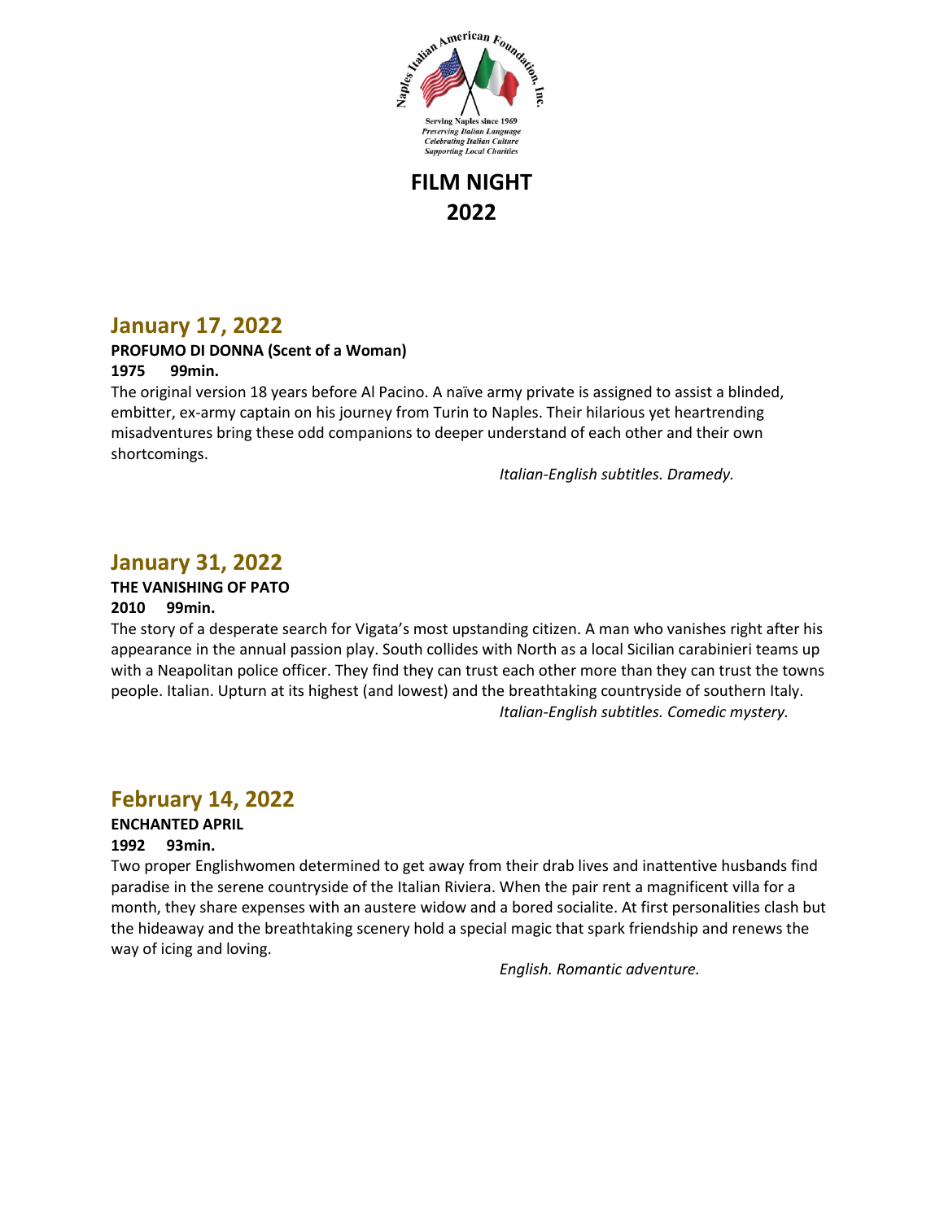Naples Italian American Foundation, Inc.

Serving Naples since 1969
*Preserving Italian Language*
*Celebrating Italian Culture*
*Supporting Local Charities*

# FILM NIGHT 2022

## January 17, 2022

**PROFUMO DI DONNA (Scent of a Woman)**
**1975 99min.**

The original version 18 years before Al Pacino. A naïve army private is assigned to assist a blinded, embitter, ex-army captain on his journey from Turin to Naples. Their hilarious yet heartrending misadventures bring these odd companions to deeper understand of each other and their own shortcomings.

*Italian-English subtitles. Dramedy.*

## January 31, 2022

**THE VANISHING OF PATO**
**2010 99min.**

The story of a desperate search for Vigata's most upstanding citizen. A man who vanishes right after his appearance in the annual passion play. South collides with North as a local Sicilian carabinieri teams up with a Neapolitan police officer. They find they can trust each other more than they can trust the towns people. Italian. Upturn at its highest (and lowest) and the breathtaking countryside of southern Italy.

*Italian-English subtitles. Comedic mystery.*

## February 14, 2022

**ENCHANTED APRIL**
**1992 93min.**

Two proper Englishwomen determined to get away from their drab lives and inattentive husbands find paradise in the serene countryside of the Italian Riviera. When the pair rent a magnificent villa for a month, they share expenses with an austere widow and a bored socialite. At first personalities clash but the hideaway and the breathtaking scenery hold a special magic that spark friendship and renews the way of icing and loving.

*English. Romantic adventure.*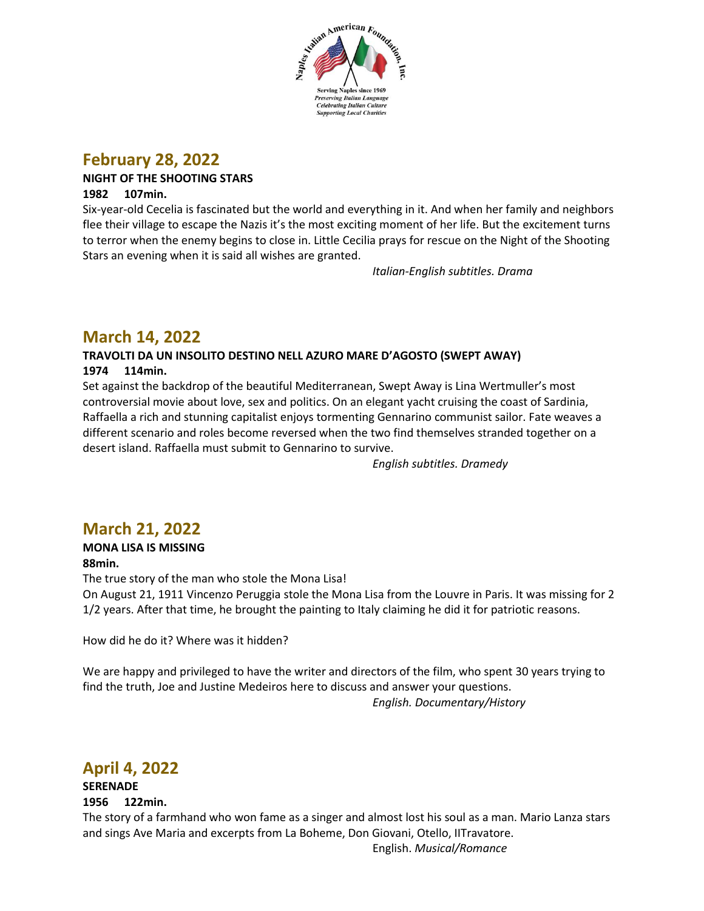## February 28, 2022

**NIGHT OF THE SHOOTING STARS**

**1982 107min.**

Six-year-old Cecelia is fascinated but the world and everything in it. And when her family and neighbors flee their village to escape the Nazis it's the most exciting moment of her life. But the excitement turns to terror when the enemy begins to close in. Little Cecilia prays for rescue on the Night of the Shooting Stars an evening when it is said all wishes are granted.

*Italian-English subtitles. Drama*

## March 14, 2022

**TRAVOLTI DA UN INSOLITO DESTINO NELL AZURO MARE D'AGOSTO (SWEPT AWAY)**

**1974 114min.**

Set against the backdrop of the beautiful Mediterranean, Swept Away is Lina Wertmuller's most controversial movie about love, sex and politics. On an elegant yacht cruising the coast of Sardinia, Raffaella a rich and stunning capitalist enjoys tormenting Gennarino communist sailor. Fate weaves a different scenario and roles become reversed when the two find themselves stranded together on a desert island. Raffaella must submit to Gennarino to survive.

*English subtitles. Dramedy*

## March 21, 2022

**MONA LISA IS MISSING**

**88min.**

The true story of the man who stole the Mona Lisa!

On August 21, 1911 Vincenzo Peruggia stole the Mona Lisa from the Louvre in Paris. It was missing for 2 1/2 years. After that time, he brought the painting to Italy claiming he did it for patriotic reasons.

How did he do it? Where was it hidden?

We are happy and privileged to have the writer and directors of the film, who spent 30 years trying to find the truth, Joe and Justine Medeiros here to discuss and answer your questions.

*English. Documentary/History*

## April 4, 2022

**SERENADE**

**1956 122min.**

The story of a farmhand who won fame as a singer and almost lost his soul as a man. Mario Lanza stars and sings Ave Maria and excerpts from La Boheme, Don Giovani, Otello, IlTravatore.

English. *Musical/Romance*